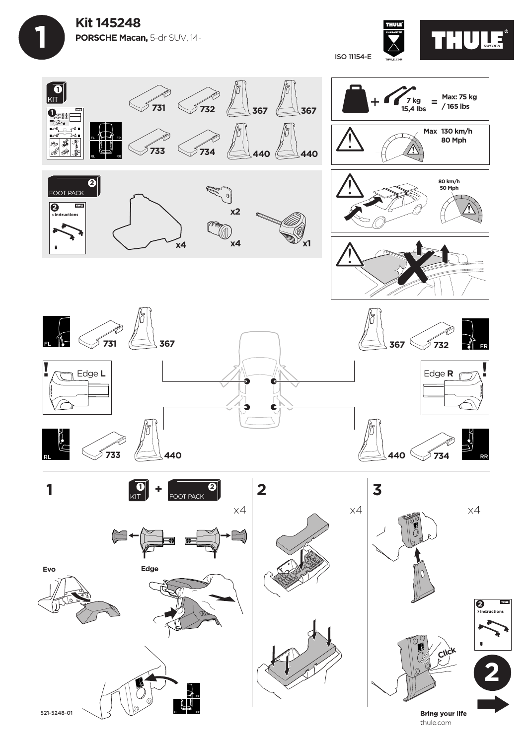# Kit 145248

**PORSCHE Macan,** 5-dr SUV, 14-

ISO 11154-E

THULE GUARANTEE THULE.COM

THULE SWEDEN

## 1 KIT

731 732 367 367

733 734 440 440

FL FR RL RR

## 2 FOOT PACK

2 > Instructions

x4 x2 x4 x1

+ 7 kg 15,4 lbs = Max: 75 kg / 165 lbs

Max 130 km/h 80 Mph

80 km/h 50 Mph

FL 731 367 — 367 732 FR

Edge **L** — Edge **R**

RL 733 440 — 440 734 RR

## 1

1 KIT + 2 FOOT PACK

x4

Evo

Edge

## 2

x4

## 3

x4

Click

2 > Instructions

2

521-5248-01

**Bring your life**

thule.com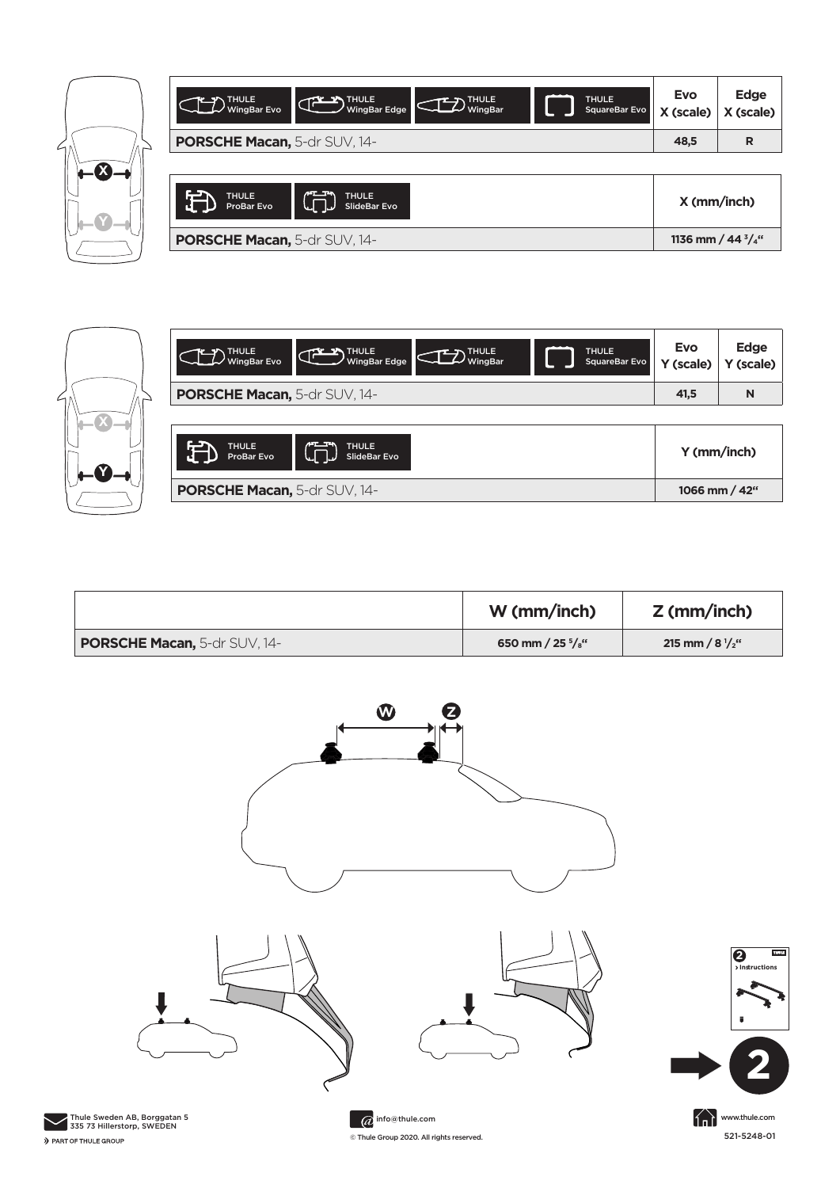| THULE WingBar Evo / THULE WingBar Edge / THULE WingBar / THULE SquareBar Evo | Evo X (scale) | Edge X (scale) |
|---|---|---|
| **PORSCHE Macan,** 5-dr SUV, 14- | 48,5 | R |

| THULE ProBar Evo / THULE SlideBar Evo | X (mm/inch) |
|---|---|
| **PORSCHE Macan,** 5-dr SUV, 14- | 1136 mm / 44 3/4" |

| THULE WingBar Evo / THULE WingBar Edge / THULE WingBar / THULE SquareBar Evo | Evo Y (scale) | Edge Y (scale) |
|---|---|---|
| **PORSCHE Macan,** 5-dr SUV, 14- | 41,5 | N |

| THULE ProBar Evo / THULE SlideBar Evo | Y (mm/inch) |
|---|---|
| **PORSCHE Macan,** 5-dr SUV, 14- | 1066 mm / 42" |

| | W (mm/inch) | Z (mm/inch) |
|---|---|---|
| **PORSCHE Macan,** 5-dr SUV, 14- | 650 mm / 25 5/8" | 215 mm / 8 1/2" |

W

Z

2

Thule Sweden AB, Borggatan 5
335 73 Hillerstorp, SWEDEN

PART OF THULE GROUP

info@thule.com

© Thule Group 2020. All rights reserved.

www.thule.com

521-5248-01